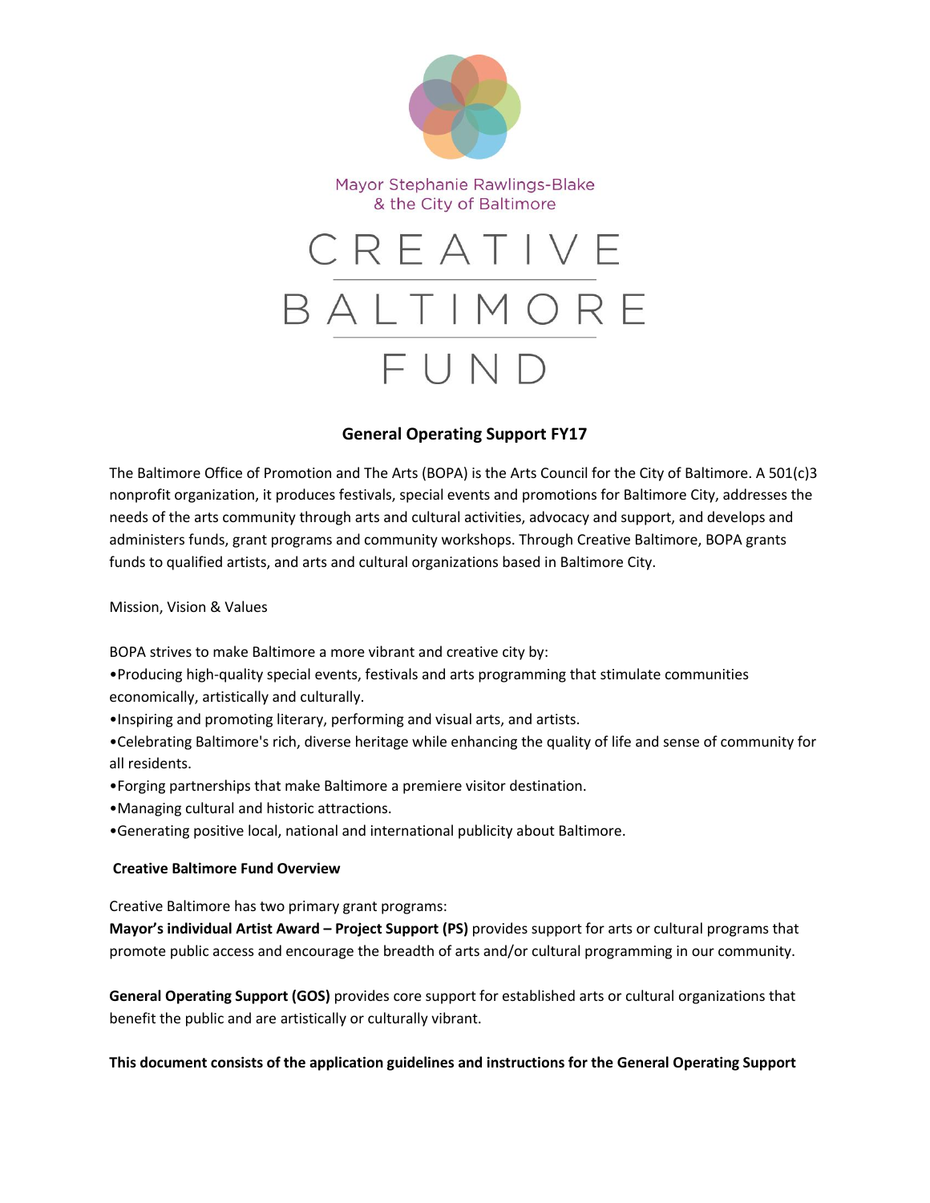Mayor Stephanie Rawlings-Blake
& the City of Baltimore

# CREATIVE BALTIMORE FUND

## General Operating Support FY17

The Baltimore Office of Promotion and The Arts (BOPA) is the Arts Council for the City of Baltimore. A 501(c)3 nonprofit organization, it produces festivals, special events and promotions for Baltimore City, addresses the needs of the arts community through arts and cultural activities, advocacy and support, and develops and administers funds, grant programs and community workshops. Through Creative Baltimore, BOPA grants funds to qualified artists, and arts and cultural organizations based in Baltimore City.

Mission, Vision & Values

BOPA strives to make Baltimore a more vibrant and creative city by:

- Producing high-quality special events, festivals and arts programming that stimulate communities economically, artistically and culturally.
- Inspiring and promoting literary, performing and visual arts, and artists.
- Celebrating Baltimore's rich, diverse heritage while enhancing the quality of life and sense of community for all residents.
- Forging partnerships that make Baltimore a premiere visitor destination.
- Managing cultural and historic attractions.
- Generating positive local, national and international publicity about Baltimore.

### Creative Baltimore Fund Overview

Creative Baltimore has two primary grant programs:

**Mayor's individual Artist Award – Project Support (PS)** provides support for arts or cultural programs that promote public access and encourage the breadth of arts and/or cultural programming in our community.

**General Operating Support (GOS)** provides core support for established arts or cultural organizations that benefit the public and are artistically or culturally vibrant.

**This document consists of the application guidelines and instructions for the General Operating Support**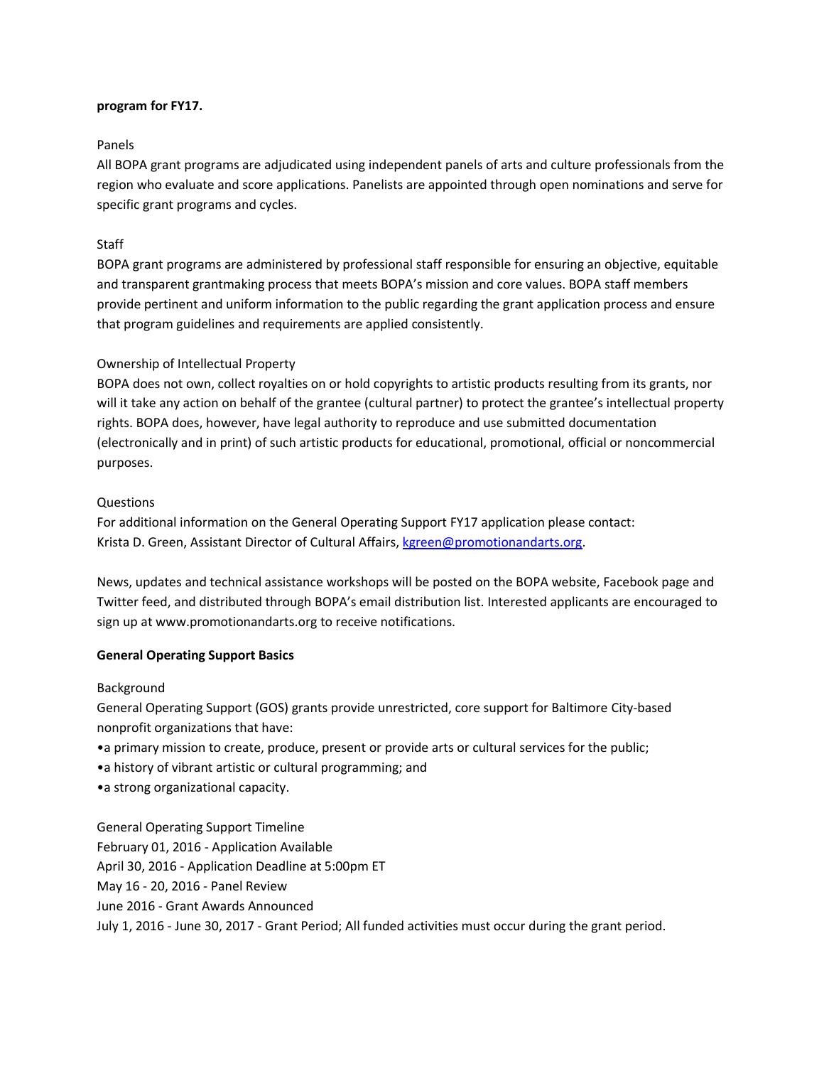**program for FY17.**

Panels

All BOPA grant programs are adjudicated using independent panels of arts and culture professionals from the region who evaluate and score applications. Panelists are appointed through open nominations and serve for specific grant programs and cycles.

Staff

BOPA grant programs are administered by professional staff responsible for ensuring an objective, equitable and transparent grantmaking process that meets BOPA's mission and core values. BOPA staff members provide pertinent and uniform information to the public regarding the grant application process and ensure that program guidelines and requirements are applied consistently.

Ownership of Intellectual Property

BOPA does not own, collect royalties on or hold copyrights to artistic products resulting from its grants, nor will it take any action on behalf of the grantee (cultural partner) to protect the grantee's intellectual property rights. BOPA does, however, have legal authority to reproduce and use submitted documentation (electronically and in print) of such artistic products for educational, promotional, official or noncommercial purposes.

Questions

For additional information on the General Operating Support FY17 application please contact:
Krista D. Green, Assistant Director of Cultural Affairs, [kgreen@promotionandarts.org](mailto:kgreen@promotionandarts.org).

News, updates and technical assistance workshops will be posted on the BOPA website, Facebook page and Twitter feed, and distributed through BOPA's email distribution list. Interested applicants are encouraged to sign up at www.promotionandarts.org to receive notifications.

**General Operating Support Basics**

Background

General Operating Support (GOS) grants provide unrestricted, core support for Baltimore City-based nonprofit organizations that have:

- a primary mission to create, produce, present or provide arts or cultural services for the public;
- a history of vibrant artistic or cultural programming; and
- a strong organizational capacity.

General Operating Support Timeline

February 01, 2016 - Application Available
April 30, 2016 - Application Deadline at 5:00pm ET
May 16 - 20, 2016 - Panel Review
June 2016 - Grant Awards Announced
July 1, 2016 - June 30, 2017 - Grant Period; All funded activities must occur during the grant period.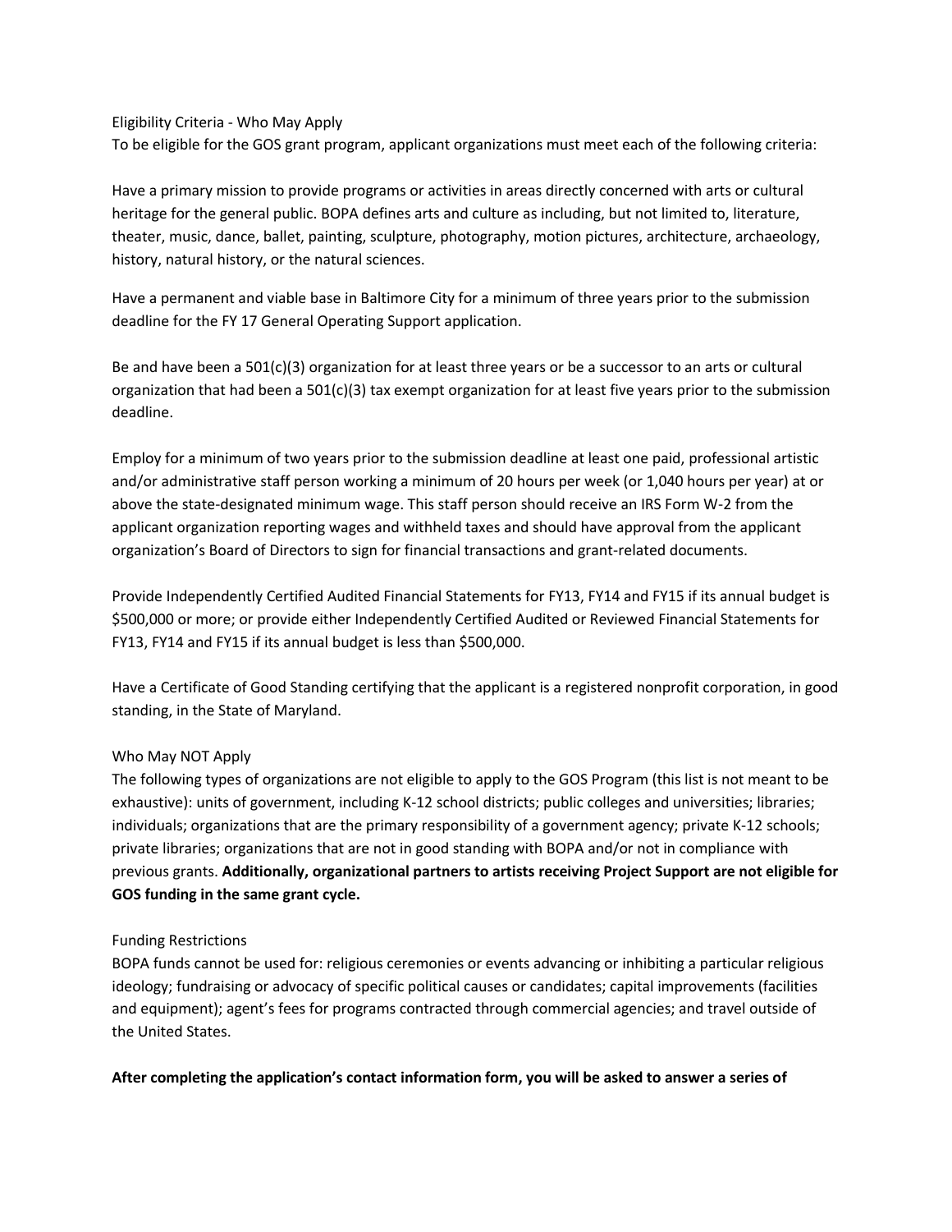Eligibility Criteria - Who May Apply

To be eligible for the GOS grant program, applicant organizations must meet each of the following criteria:

Have a primary mission to provide programs or activities in areas directly concerned with arts or cultural heritage for the general public. BOPA defines arts and culture as including, but not limited to, literature, theater, music, dance, ballet, painting, sculpture, photography, motion pictures, architecture, archaeology, history, natural history, or the natural sciences.

Have a permanent and viable base in Baltimore City for a minimum of three years prior to the submission deadline for the FY 17 General Operating Support application.

Be and have been a 501(c)(3) organization for at least three years or be a successor to an arts or cultural organization that had been a 501(c)(3) tax exempt organization for at least five years prior to the submission deadline.

Employ for a minimum of two years prior to the submission deadline at least one paid, professional artistic and/or administrative staff person working a minimum of 20 hours per week (or 1,040 hours per year) at or above the state-designated minimum wage. This staff person should receive an IRS Form W-2 from the applicant organization reporting wages and withheld taxes and should have approval from the applicant organization's Board of Directors to sign for financial transactions and grant-related documents.

Provide Independently Certified Audited Financial Statements for FY13, FY14 and FY15 if its annual budget is $500,000 or more; or provide either Independently Certified Audited or Reviewed Financial Statements for FY13, FY14 and FY15 if its annual budget is less than $500,000.

Have a Certificate of Good Standing certifying that the applicant is a registered nonprofit corporation, in good standing, in the State of Maryland.

Who May NOT Apply

The following types of organizations are not eligible to apply to the GOS Program (this list is not meant to be exhaustive): units of government, including K-12 school districts; public colleges and universities; libraries; individuals; organizations that are the primary responsibility of a government agency; private K-12 schools; private libraries; organizations that are not in good standing with BOPA and/or not in compliance with previous grants. **Additionally, organizational partners to artists receiving Project Support are not eligible for GOS funding in the same grant cycle.**

Funding Restrictions

BOPA funds cannot be used for: religious ceremonies or events advancing or inhibiting a particular religious ideology; fundraising or advocacy of specific political causes or candidates; capital improvements (facilities and equipment); agent's fees for programs contracted through commercial agencies; and travel outside of the United States.

**After completing the application's contact information form, you will be asked to answer a series of**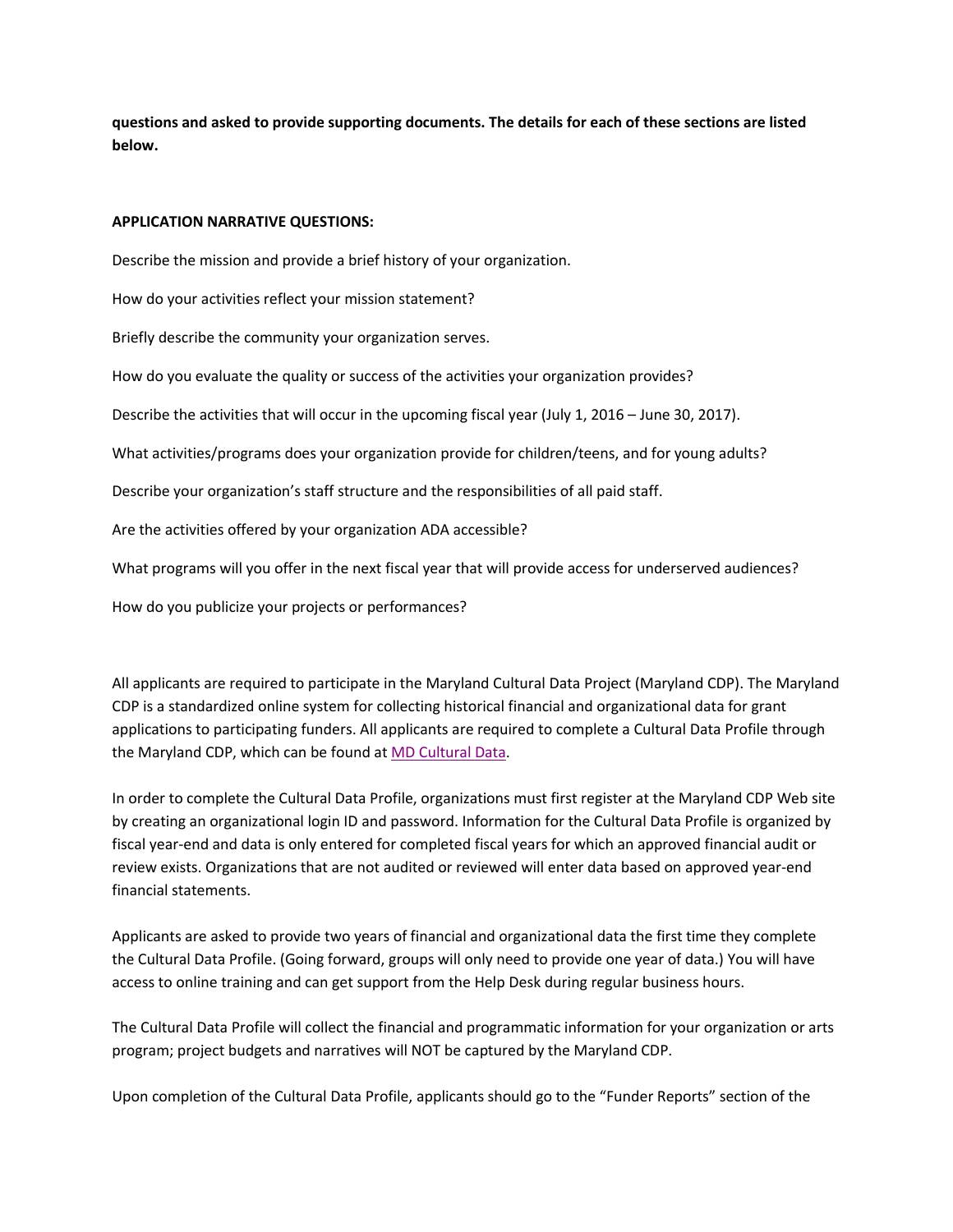**questions and asked to provide supporting documents. The details for each of these sections are listed below.**

**APPLICATION NARRATIVE QUESTIONS:**

Describe the mission and provide a brief history of your organization.

How do your activities reflect your mission statement?

Briefly describe the community your organization serves.

How do you evaluate the quality or success of the activities your organization provides?

Describe the activities that will occur in the upcoming fiscal year (July 1, 2016 – June 30, 2017).

What activities/programs does your organization provide for children/teens, and for young adults?

Describe your organization's staff structure and the responsibilities of all paid staff.

Are the activities offered by your organization ADA accessible?

What programs will you offer in the next fiscal year that will provide access for underserved audiences?

How do you publicize your projects or performances?

All applicants are required to participate in the Maryland Cultural Data Project (Maryland CDP). The Maryland CDP is a standardized online system for collecting historical financial and organizational data for grant applications to participating funders. All applicants are required to complete a Cultural Data Profile through the Maryland CDP, which can be found at MD Cultural Data.

In order to complete the Cultural Data Profile, organizations must first register at the Maryland CDP Web site by creating an organizational login ID and password. Information for the Cultural Data Profile is organized by fiscal year-end and data is only entered for completed fiscal years for which an approved financial audit or review exists. Organizations that are not audited or reviewed will enter data based on approved year-end financial statements.

Applicants are asked to provide two years of financial and organizational data the first time they complete the Cultural Data Profile. (Going forward, groups will only need to provide one year of data.) You will have access to online training and can get support from the Help Desk during regular business hours.

The Cultural Data Profile will collect the financial and programmatic information for your organization or arts program; project budgets and narratives will NOT be captured by the Maryland CDP.

Upon completion of the Cultural Data Profile, applicants should go to the "Funder Reports" section of the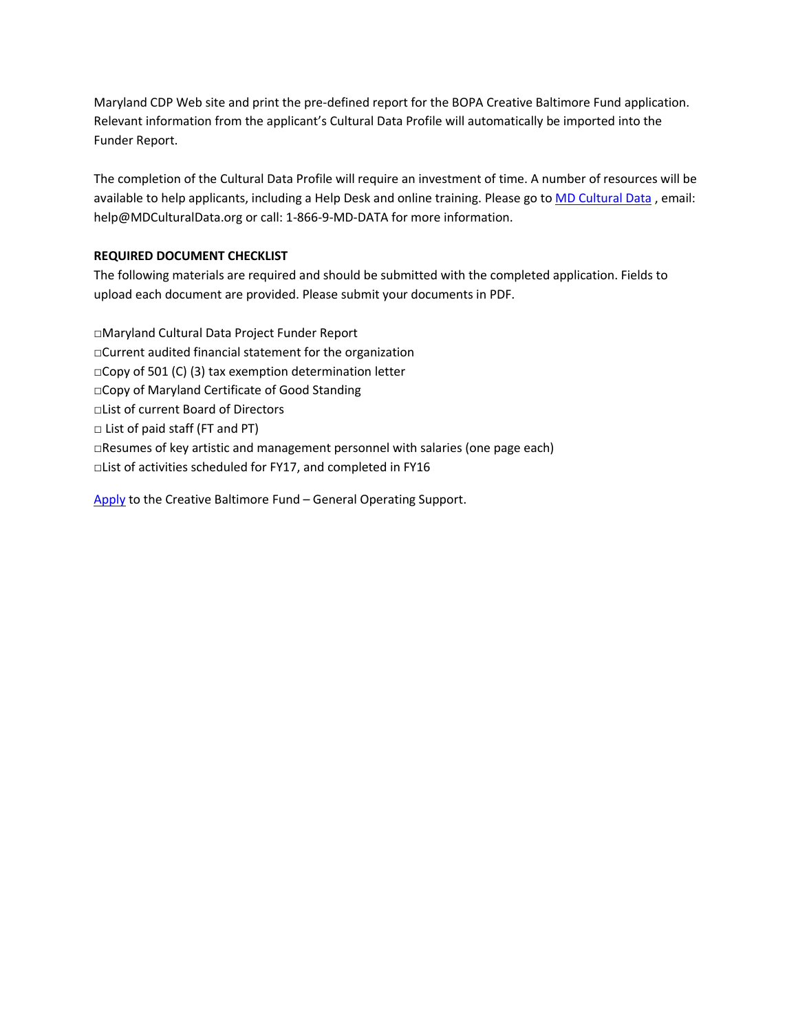Maryland CDP Web site and print the pre-defined report for the BOPA Creative Baltimore Fund application. Relevant information from the applicant's Cultural Data Profile will automatically be imported into the Funder Report.

The completion of the Cultural Data Profile will require an investment of time. A number of resources will be available to help applicants, including a Help Desk and online training. Please go to MD Cultural Data , email: help@MDCulturalData.org or call: 1-866-9-MD-DATA for more information.

**REQUIRED DOCUMENT CHECKLIST**

The following materials are required and should be submitted with the completed application. Fields to upload each document are provided. Please submit your documents in PDF.

□Maryland Cultural Data Project Funder Report
□Current audited financial statement for the organization
□Copy of 501 (C) (3) tax exemption determination letter
□Copy of Maryland Certificate of Good Standing
□List of current Board of Directors
□ List of paid staff (FT and PT)
□Resumes of key artistic and management personnel with salaries (one page each)
□List of activities scheduled for FY17, and completed in FY16

Apply to the Creative Baltimore Fund – General Operating Support.